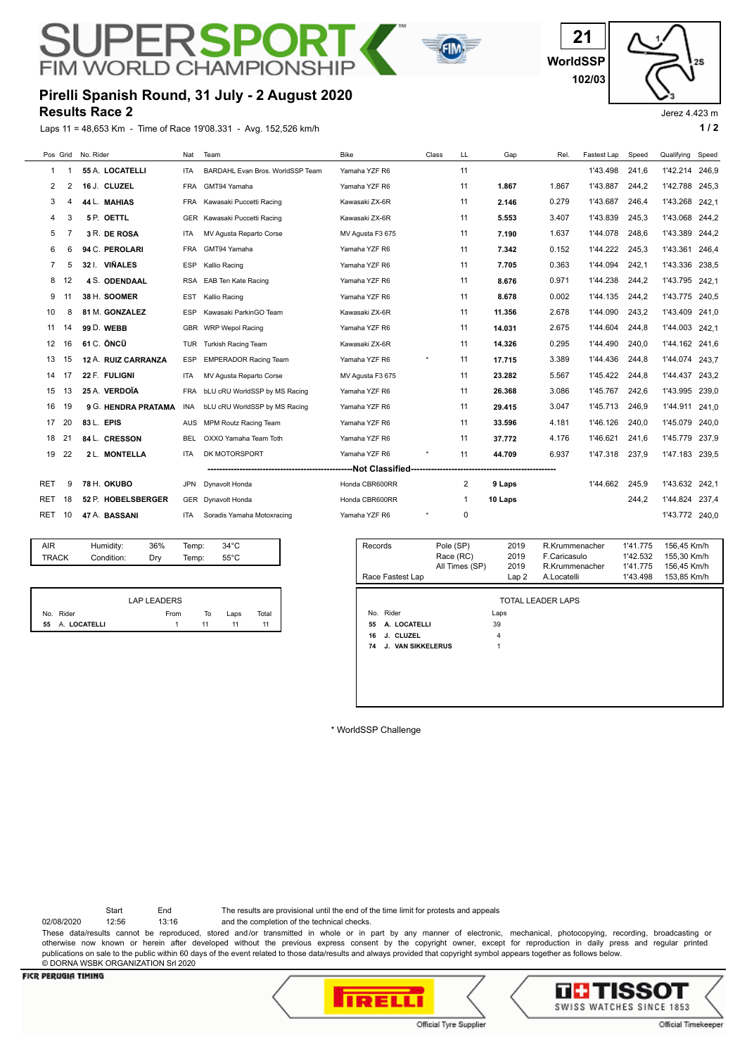# SUPERSPORT FIM WORLD CHAMPIONSHIP

21 WorldSSP 102/03

Jerez 4.423 m

## Pirelli Spanish Round, 31 July - 2 August 2020

## Results Race 2

Laps 11 = 48,653 Km - Time of Race 19'08.331 - Avg. 152,526 km/h

| Pos | Grid | No. | Rider | Nat | Team | Bike | Class | LL | Gap | Rel. | Fastest Lap | Speed | Qualifying | Speed |
|---|---|---|---|---|---|---|---|---|---|---|---|---|---|---|
| 1 | 1 | 55 | A. **LOCATELLI** | ITA | BARDAHL Evan Bros. WorldSSP Team | Yamaha YZF R6 | | 11 | | | 1'43.498 | 241,6 | 1'42.214 | 246,9 |
| 2 | 2 | 16 | J. **CLUZEL** | FRA | GMT94 Yamaha | Yamaha YZF R6 | | 11 | **1.867** | 1.867 | 1'43.887 | 244,2 | 1'42.788 | 245,3 |
| 3 | 4 | 44 | L. **MAHIAS** | FRA | Kawasaki Puccetti Racing | Kawasaki ZX-6R | | 11 | **2.146** | 0.279 | 1'43.687 | 246,4 | 1'43.268 | 242,1 |
| 4 | 3 | 5 | P. **OETTL** | GER | Kawasaki Puccetti Racing | Kawasaki ZX-6R | | 11 | **5.553** | 3.407 | 1'43.839 | 245,3 | 1'43.068 | 244,2 |
| 5 | 7 | 3 | R. **DE ROSA** | ITA | MV Agusta Reparto Corse | MV Agusta F3 675 | | 11 | **7.190** | 1.637 | 1'44.078 | 248,6 | 1'43.389 | 244,2 |
| 6 | 6 | 94 | C. **PEROLARI** | FRA | GMT94 Yamaha | Yamaha YZF R6 | | 11 | **7.342** | 0.152 | 1'44.222 | 245,3 | 1'43.361 | 246,4 |
| 7 | 5 | 32 | I. **VIÑALES** | ESP | Kallio Racing | Yamaha YZF R6 | | 11 | **7.705** | 0.363 | 1'44.094 | 242,1 | 1'43.336 | 238,5 |
| 8 | 12 | 4 | S. **ODENDAAL** | RSA | EAB Ten Kate Racing | Yamaha YZF R6 | | 11 | **8.676** | 0.971 | 1'44.238 | 244,2 | 1'43.795 | 242,1 |
| 9 | 11 | 38 | H. **SOOMER** | EST | Kallio Racing | Yamaha YZF R6 | | 11 | **8.678** | 0.002 | 1'44.135 | 244,2 | 1'43.775 | 240,5 |
| 10 | 8 | 81 | M. **GONZALEZ** | ESP | Kawasaki ParkinGO Team | Kawasaki ZX-6R | | 11 | **11.356** | 2.678 | 1'44.090 | 243,2 | 1'43.409 | 241,0 |
| 11 | 14 | 99 | D. **WEBB** | GBR | WRP Wepol Racing | Yamaha YZF R6 | | 11 | **14.031** | 2.675 | 1'44.604 | 244,8 | 1'44.003 | 242,1 |
| 12 | 16 | 61 | C. **ÖNCÜ** | TUR | Turkish Racing Team | Kawasaki ZX-6R | | 11 | **14.326** | 0.295 | 1'44.490 | 240,0 | 1'44.162 | 241,6 |
| 13 | 15 | 12 | A. **RUIZ CARRANZA** | ESP | EMPERADOR Racing Team | Yamaha YZF R6 | * | 11 | **17.715** | 3.389 | 1'44.436 | 244,8 | 1'44.074 | 243,7 |
| 14 | 17 | 22 | F. **FULIGNI** | ITA | MV Agusta Reparto Corse | MV Agusta F3 675 | | 11 | **23.282** | 5.567 | 1'45.422 | 244,8 | 1'44.437 | 243,2 |
| 15 | 13 | 25 | A. **VERDOÏA** | FRA | bLU cRU WorldSSP by MS Racing | Yamaha YZF R6 | | 11 | **26.368** | 3.086 | 1'45.767 | 242,6 | 1'43.995 | 239,0 |
| 16 | 19 | 9 | G. **HENDRA PRATAMA** | INA | bLU cRU WorldSSP by MS Racing | Yamaha YZF R6 | | 11 | **29.415** | 3.047 | 1'45.713 | 246,9 | 1'44.911 | 241,0 |
| 17 | 20 | 83 | L. **EPIS** | AUS | MPM Routz Racing Team | Yamaha YZF R6 | | 11 | **33.596** | 4.181 | 1'46.126 | 240,0 | 1'45.079 | 240,0 |
| 18 | 21 | 84 | L. **CRESSON** | BEL | OXXO Yamaha Team Toth | Yamaha YZF R6 | | 11 | **37.772** | 4.176 | 1'46.621 | 241,6 | 1'45.779 | 237,9 |
| 19 | 22 | 2 | L. **MONTELLA** | ITA | DK MOTORSPORT | Yamaha YZF R6 | * | 11 | **44.709** | 6.937 | 1'47.318 | 237,9 | 1'47.183 | 239,5 |
| | | | | | **Not Classified** | | | | | | | | | |
| RET | 9 | 78 | H. **OKUBO** | JPN | Dynavolt Honda | Honda CBR600RR | | 2 | **9 Laps** | | 1'44.662 | 245,9 | 1'43.632 | 242,1 |
| RET | 18 | 52 | P. **HOBELSBERGER** | GER | Dynavolt Honda | Honda CBR600RR | | 1 | **10 Laps** | | | 244,2 | 1'44.824 | 237,4 |
| RET | 10 | 47 | A. **BASSANI** | ITA | Soradis Yamaha Motoxracing | Yamaha YZF R6 | * | 0 | | | | | 1'43.772 | 240,0 |

| | | | | |
|---|---|---|---|---|
| AIR | Humidity: | 36% | Temp: | 34°C |
| TRACK | Condition: | Dry | Temp: | 55°C |

| Records | | | | | |
|---|---|---|---|---|---|
| | Pole (SP) | 2019 | R.Krummenacher | 1'41.775 | 156,45 Km/h |
| | Race (RC) | 2019 | F.Caricasulo | 1'42.532 | 155,30 Km/h |
| | All Times (SP) | 2019 | R.Krummenacher | 1'41.775 | 156,45 Km/h |
| Race Fastest Lap | | Lap 2 | A.Locatelli | 1'43.498 | 153,85 Km/h |

**LAP LEADERS**

| No. | Rider | From | To | Laps | Total |
|---|---|---|---|---|---|
| 55 | A. LOCATELLI | 1 | 11 | 11 | 11 |

**TOTAL LEADER LAPS**

| No. | Rider | Laps |
|---|---|---|
| 55 | A. LOCATELLI | 39 |
| 16 | J. CLUZEL | 4 |
| 74 | J. VAN SIKKELERUS | 1 |

\* WorldSSP Challenge

| | Start | End |
|---|---|---|
| 02/08/2020 | 12:56 | 13:16 |

The results are provisional until the end of the time limit for protests and appeals and the completion of the technical checks.

These data/results cannot be reproduced, stored and/or transmitted in whole or in part by any manner of electronic, mechanical, photocopying, recording, broadcasting or otherwise now known or herein after developed without the previous express consent by the copyright owner, except for reproduction in daily press and regular printed publications on sale to the public within 60 days of the event related to those data/results and always provided that copyright symbol appears together as follows below.

© DORNA WSBK ORGANIZATION Srl 2020

FICR PERUGIA TIMING — PIRELLI Official Tyre Supplier — TISSOT SWISS WATCHES SINCE 1853 Official Timekeeper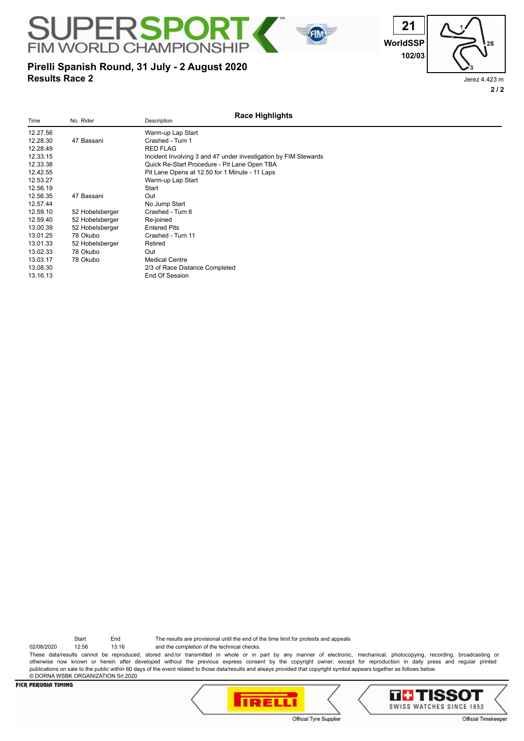# SUPERSPORT FIM WORLD CHAMPIONSHIP

21
WorldSSP
102/03

## Pirelli Spanish Round, 31 July - 2 August 2020
### Results Race 2

Jerez 4.423 m

### Race Highlights

| Time | No. Rider | Description |
|---|---|---|
| 12.27.56 | | Warm-up Lap Start |
| 12.28.30 | 47 Bassani | Crashed - Turn 1 |
| 12.28.49 | | RED FLAG |
| 12.33.15 | | Incident Involving 3 and 47 under investigation by FIM Stewards |
| 12.33.38 | | Quick Re-Start Procedure - Pit Lane Open TBA |
| 12.42.55 | | Pit Lane Opens at 12.50 for 1 Minute - 11 Laps |
| 12.53.27 | | Warm-up Lap Start |
| 12.56.19 | | Start |
| 12.56.35 | 47 Bassani | Out |
| 12.57.44 | | No Jump Start |
| 12.59.10 | 52 Hobelsberger | Crashed - Turn 6 |
| 12.59.40 | 52 Hobelsberger | Re-joined |
| 13.00.39 | 52 Hobelsberger | Entered Pits |
| 13.01.25 | 78 Okubo | Crashed - Turn 11 |
| 13.01.33 | 52 Hobelsberger | Retired |
| 13.02.33 | 78 Okubo | Out |
| 13.03.17 | 78 Okubo | Medical Centre |
| 13.08.30 | | 2/3 of Race Distance Completed |
| 13.16.13 | | End Of Session |

| | Start | End |
|---|---|---|
| 02/08/2020 | 12:56 | 13:16 |

The results are provisional until the end of the time limit for protests and appeals and the completion of the technical checks.

These data/results cannot be reproduced, stored and/or transmitted in whole or in part by any manner of electronic, mechanical, photocopying, recording, broadcasting or otherwise now known or herein after developed without the previous express consent by the copyright owner, except for reproduction in daily press and regular printed publications on sale to the public within 60 days of the event related to those data/results and always provided that copyright symbol appears together as follows below.
© DORNA WSBK ORGANIZATION Srl 2020

FICR PERUGIA TIMING

Official Tyre Supplier

TISSOT SWISS WATCHES SINCE 1853 Official Timekeeper